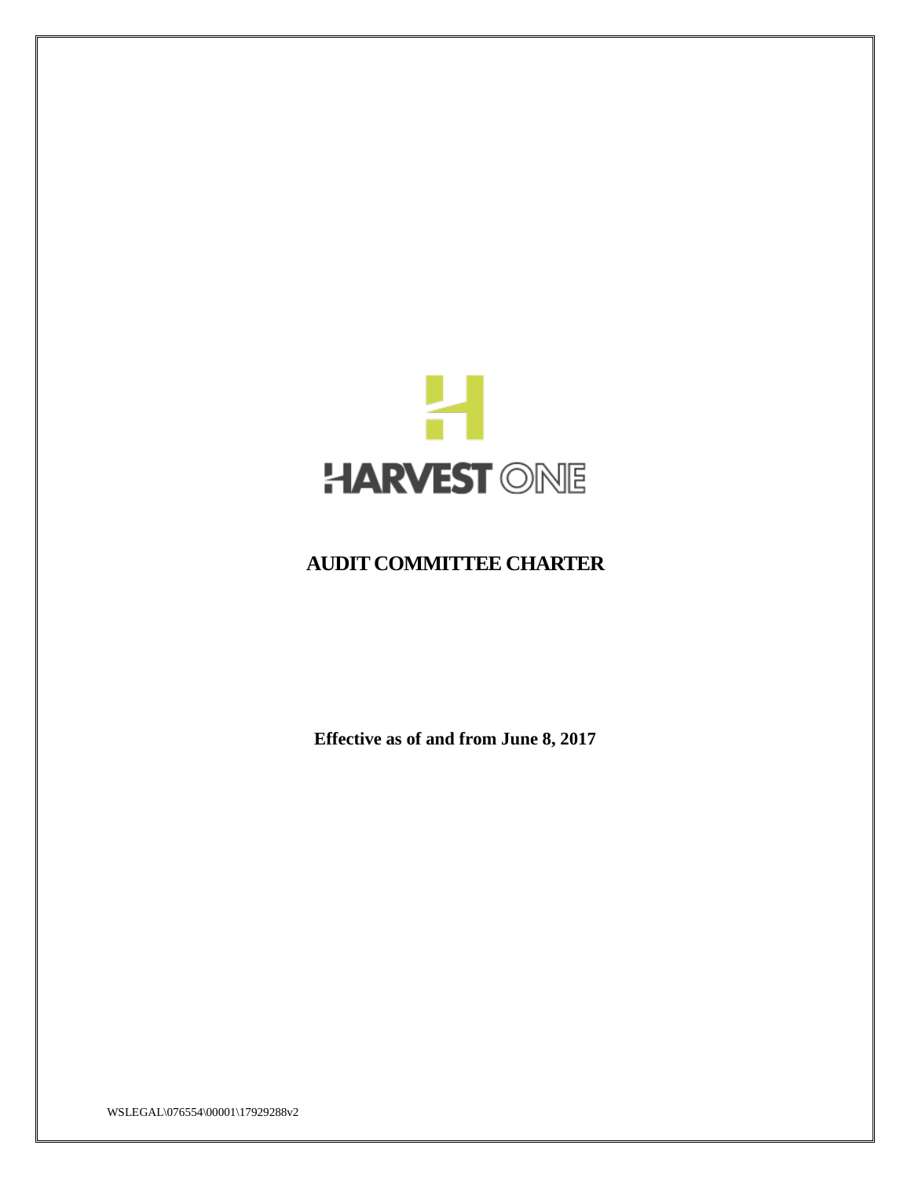HARVEST ONE

# AUDIT COMMITTEE CHARTER

**Effective as of and from June 8, 2017**

WSLEGAL\076554\00001\17929288v2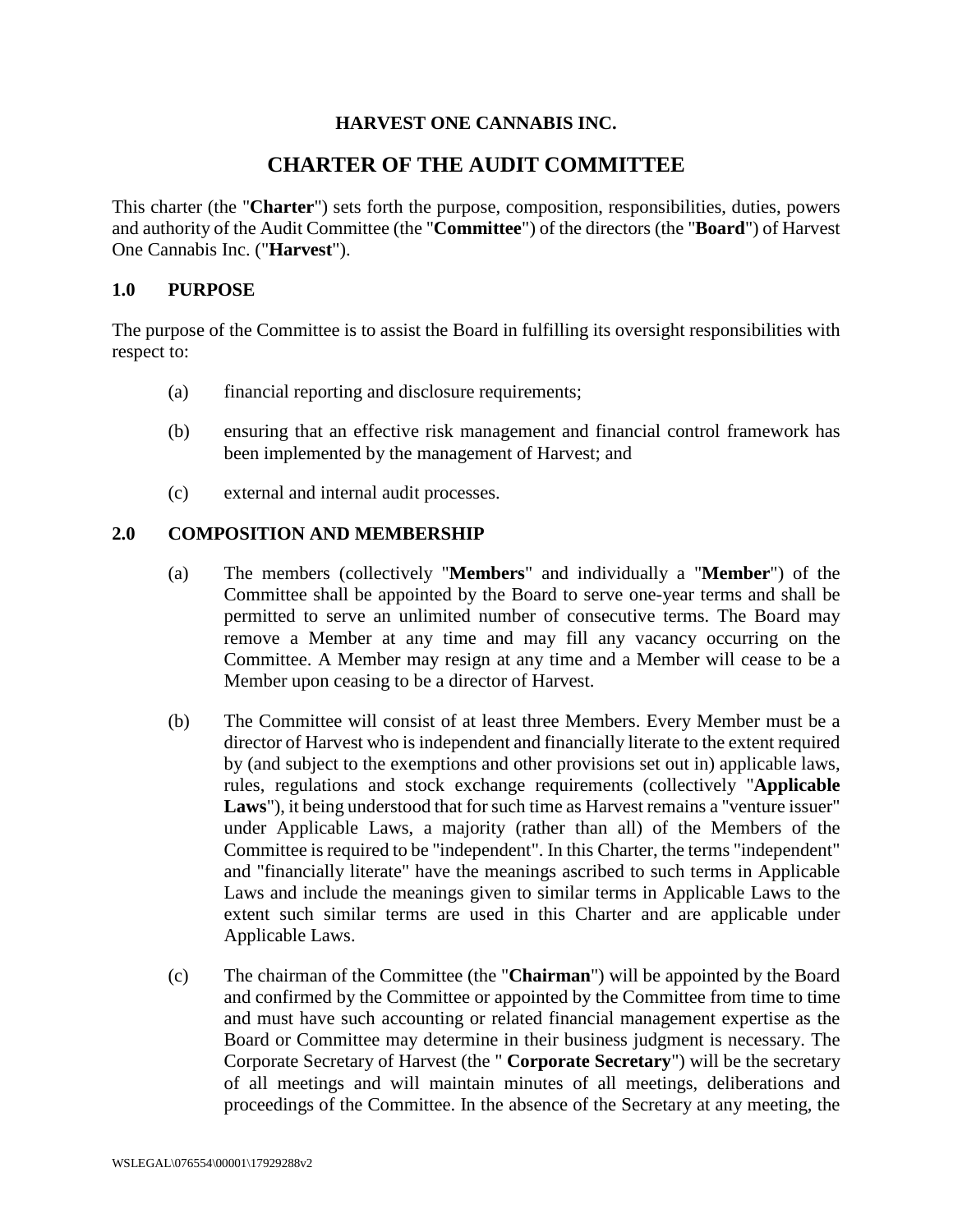**HARVEST ONE CANNABIS INC.**

# CHARTER OF THE AUDIT COMMITTEE

This charter (the "**Charter**") sets forth the purpose, composition, responsibilities, duties, powers and authority of the Audit Committee (the "**Committee**") of the directors (the "**Board**") of Harvest One Cannabis Inc. ("**Harvest**").

## 1.0 PURPOSE

The purpose of the Committee is to assist the Board in fulfilling its oversight responsibilities with respect to:

(a) financial reporting and disclosure requirements;

(b) ensuring that an effective risk management and financial control framework has been implemented by the management of Harvest; and

(c) external and internal audit processes.

## 2.0 COMPOSITION AND MEMBERSHIP

(a) The members (collectively "**Members**" and individually a "**Member**") of the Committee shall be appointed by the Board to serve one-year terms and shall be permitted to serve an unlimited number of consecutive terms. The Board may remove a Member at any time and may fill any vacancy occurring on the Committee. A Member may resign at any time and a Member will cease to be a Member upon ceasing to be a director of Harvest.

(b) The Committee will consist of at least three Members. Every Member must be a director of Harvest who is independent and financially literate to the extent required by (and subject to the exemptions and other provisions set out in) applicable laws, rules, regulations and stock exchange requirements (collectively "**Applicable Laws**"), it being understood that for such time as Harvest remains a "venture issuer" under Applicable Laws, a majority (rather than all) of the Members of the Committee is required to be "independent". In this Charter, the terms "independent" and "financially literate" have the meanings ascribed to such terms in Applicable Laws and include the meanings given to similar terms in Applicable Laws to the extent such similar terms are used in this Charter and are applicable under Applicable Laws.

(c) The chairman of the Committee (the "**Chairman**") will be appointed by the Board and confirmed by the Committee or appointed by the Committee from time to time and must have such accounting or related financial management expertise as the Board or Committee may determine in their business judgment is necessary. The Corporate Secretary of Harvest (the " **Corporate Secretary**") will be the secretary of all meetings and will maintain minutes of all meetings, deliberations and proceedings of the Committee. In the absence of the Secretary at any meeting, the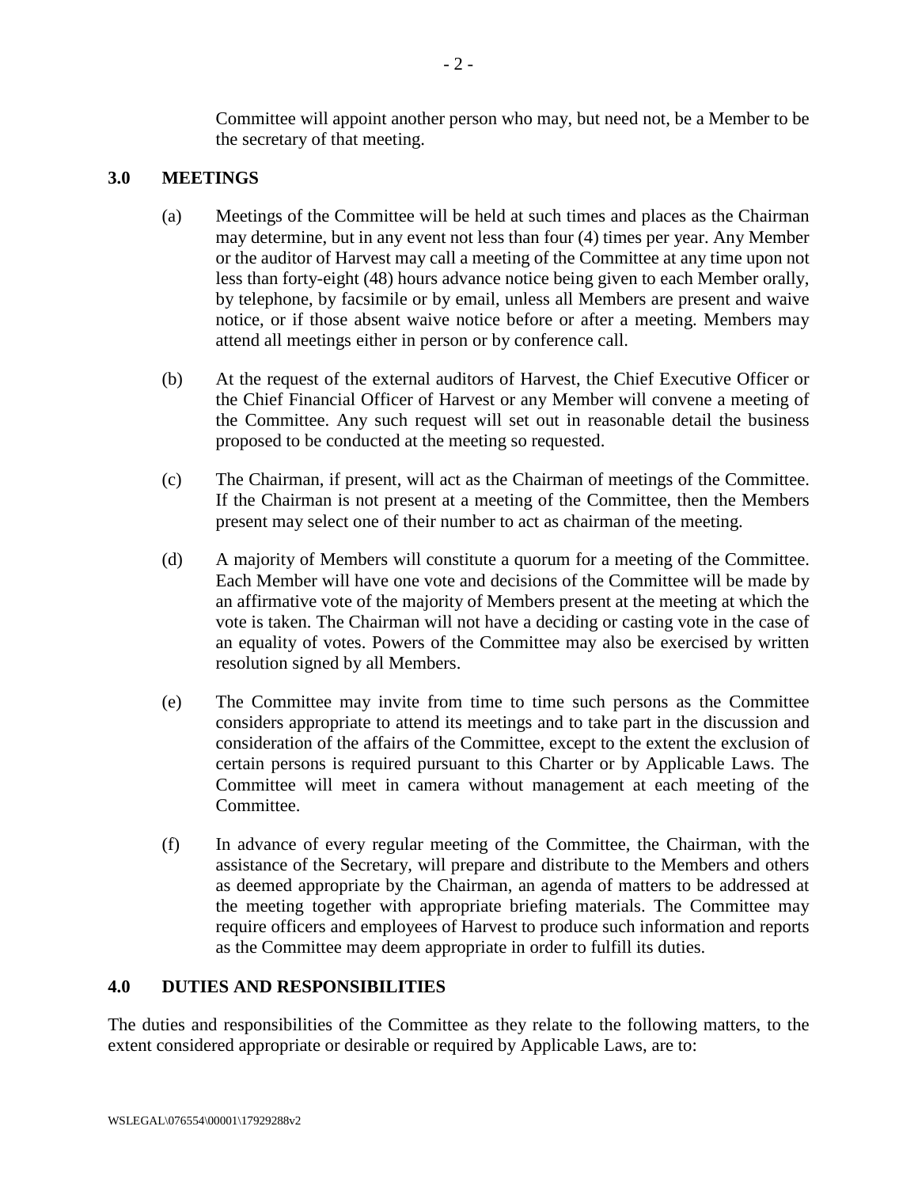Committee will appoint another person who may, but need not, be a Member to be the secretary of that meeting.

## 3.0 MEETINGS

(a) Meetings of the Committee will be held at such times and places as the Chairman may determine, but in any event not less than four (4) times per year. Any Member or the auditor of Harvest may call a meeting of the Committee at any time upon not less than forty-eight (48) hours advance notice being given to each Member orally, by telephone, by facsimile or by email, unless all Members are present and waive notice, or if those absent waive notice before or after a meeting. Members may attend all meetings either in person or by conference call.

(b) At the request of the external auditors of Harvest, the Chief Executive Officer or the Chief Financial Officer of Harvest or any Member will convene a meeting of the Committee. Any such request will set out in reasonable detail the business proposed to be conducted at the meeting so requested.

(c) The Chairman, if present, will act as the Chairman of meetings of the Committee. If the Chairman is not present at a meeting of the Committee, then the Members present may select one of their number to act as chairman of the meeting.

(d) A majority of Members will constitute a quorum for a meeting of the Committee. Each Member will have one vote and decisions of the Committee will be made by an affirmative vote of the majority of Members present at the meeting at which the vote is taken. The Chairman will not have a deciding or casting vote in the case of an equality of votes. Powers of the Committee may also be exercised by written resolution signed by all Members.

(e) The Committee may invite from time to time such persons as the Committee considers appropriate to attend its meetings and to take part in the discussion and consideration of the affairs of the Committee, except to the extent the exclusion of certain persons is required pursuant to this Charter or by Applicable Laws. The Committee will meet in camera without management at each meeting of the Committee.

(f) In advance of every regular meeting of the Committee, the Chairman, with the assistance of the Secretary, will prepare and distribute to the Members and others as deemed appropriate by the Chairman, an agenda of matters to be addressed at the meeting together with appropriate briefing materials. The Committee may require officers and employees of Harvest to produce such information and reports as the Committee may deem appropriate in order to fulfill its duties.

## 4.0 DUTIES AND RESPONSIBILITIES

The duties and responsibilities of the Committee as they relate to the following matters, to the extent considered appropriate or desirable or required by Applicable Laws, are to: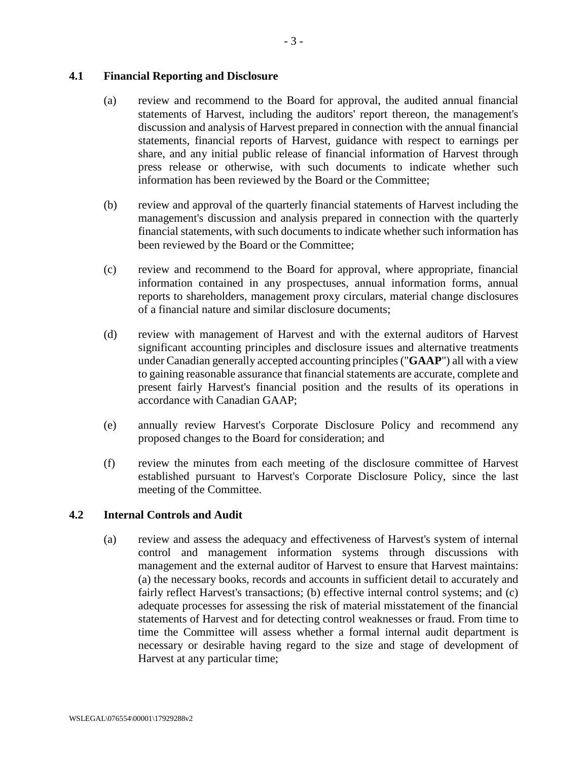### 4.1 Financial Reporting and Disclosure

(a) review and recommend to the Board for approval, the audited annual financial statements of Harvest, including the auditors' report thereon, the management's discussion and analysis of Harvest prepared in connection with the annual financial statements, financial reports of Harvest, guidance with respect to earnings per share, and any initial public release of financial information of Harvest through press release or otherwise, with such documents to indicate whether such information has been reviewed by the Board or the Committee;

(b) review and approval of the quarterly financial statements of Harvest including the management's discussion and analysis prepared in connection with the quarterly financial statements, with such documents to indicate whether such information has been reviewed by the Board or the Committee;

(c) review and recommend to the Board for approval, where appropriate, financial information contained in any prospectuses, annual information forms, annual reports to shareholders, management proxy circulars, material change disclosures of a financial nature and similar disclosure documents;

(d) review with management of Harvest and with the external auditors of Harvest significant accounting principles and disclosure issues and alternative treatments under Canadian generally accepted accounting principles ("**GAAP**") all with a view to gaining reasonable assurance that financial statements are accurate, complete and present fairly Harvest's financial position and the results of its operations in accordance with Canadian GAAP;

(e) annually review Harvest's Corporate Disclosure Policy and recommend any proposed changes to the Board for consideration; and

(f) review the minutes from each meeting of the disclosure committee of Harvest established pursuant to Harvest's Corporate Disclosure Policy, since the last meeting of the Committee.

### 4.2 Internal Controls and Audit

(a) review and assess the adequacy and effectiveness of Harvest's system of internal control and management information systems through discussions with management and the external auditor of Harvest to ensure that Harvest maintains: (a) the necessary books, records and accounts in sufficient detail to accurately and fairly reflect Harvest's transactions; (b) effective internal control systems; and (c) adequate processes for assessing the risk of material misstatement of the financial statements of Harvest and for detecting control weaknesses or fraud. From time to time the Committee will assess whether a formal internal audit department is necessary or desirable having regard to the size and stage of development of Harvest at any particular time;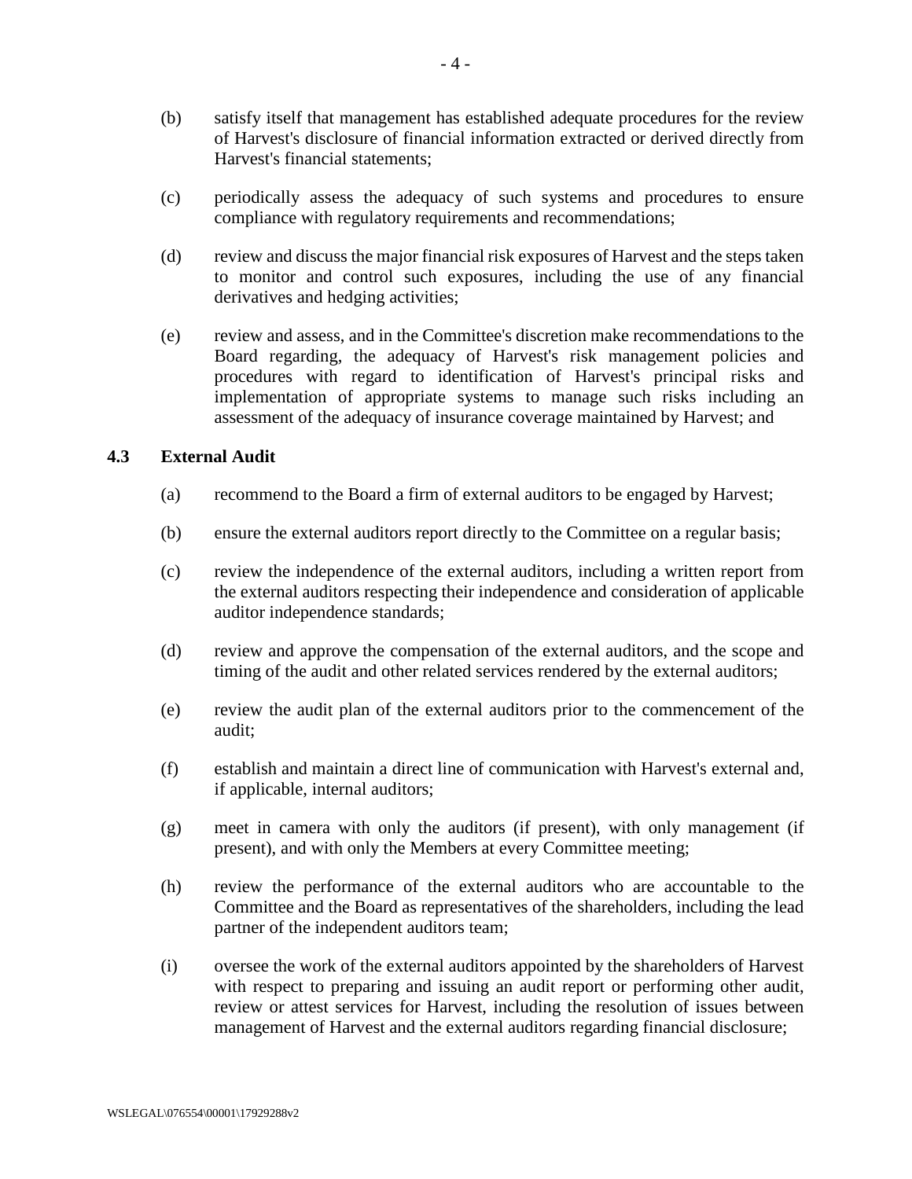(b) satisfy itself that management has established adequate procedures for the review of Harvest's disclosure of financial information extracted or derived directly from Harvest's financial statements;

(c) periodically assess the adequacy of such systems and procedures to ensure compliance with regulatory requirements and recommendations;

(d) review and discuss the major financial risk exposures of Harvest and the steps taken to monitor and control such exposures, including the use of any financial derivatives and hedging activities;

(e) review and assess, and in the Committee's discretion make recommendations to the Board regarding, the adequacy of Harvest's risk management policies and procedures with regard to identification of Harvest's principal risks and implementation of appropriate systems to manage such risks including an assessment of the adequacy of insurance coverage maintained by Harvest; and

### 4.3 External Audit

(a) recommend to the Board a firm of external auditors to be engaged by Harvest;

(b) ensure the external auditors report directly to the Committee on a regular basis;

(c) review the independence of the external auditors, including a written report from the external auditors respecting their independence and consideration of applicable auditor independence standards;

(d) review and approve the compensation of the external auditors, and the scope and timing of the audit and other related services rendered by the external auditors;

(e) review the audit plan of the external auditors prior to the commencement of the audit;

(f) establish and maintain a direct line of communication with Harvest's external and, if applicable, internal auditors;

(g) meet in camera with only the auditors (if present), with only management (if present), and with only the Members at every Committee meeting;

(h) review the performance of the external auditors who are accountable to the Committee and the Board as representatives of the shareholders, including the lead partner of the independent auditors team;

(i) oversee the work of the external auditors appointed by the shareholders of Harvest with respect to preparing and issuing an audit report or performing other audit, review or attest services for Harvest, including the resolution of issues between management of Harvest and the external auditors regarding financial disclosure;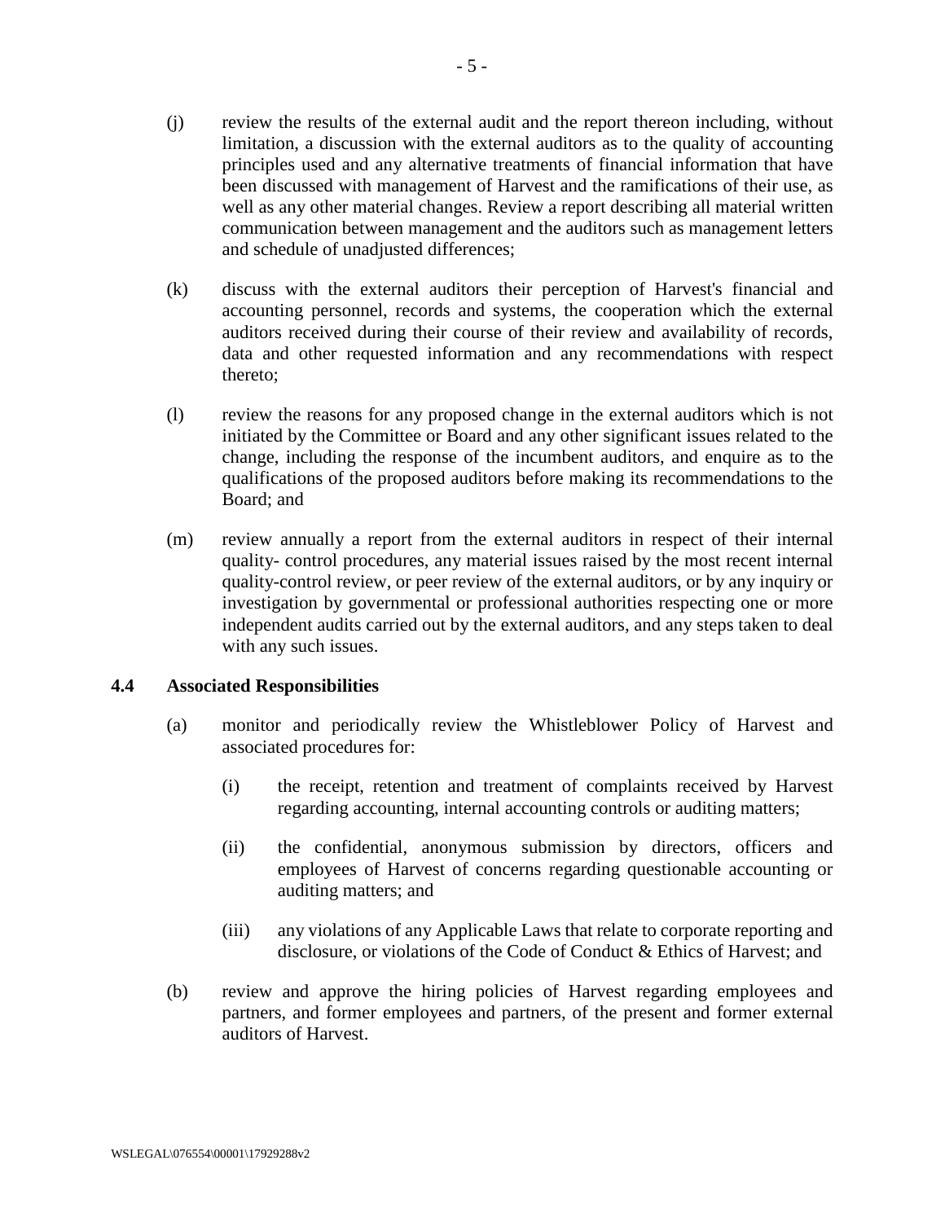(j) review the results of the external audit and the report thereon including, without limitation, a discussion with the external auditors as to the quality of accounting principles used and any alternative treatments of financial information that have been discussed with management of Harvest and the ramifications of their use, as well as any other material changes. Review a report describing all material written communication between management and the auditors such as management letters and schedule of unadjusted differences;

(k) discuss with the external auditors their perception of Harvest's financial and accounting personnel, records and systems, the cooperation which the external auditors received during their course of their review and availability of records, data and other requested information and any recommendations with respect thereto;

(l) review the reasons for any proposed change in the external auditors which is not initiated by the Committee or Board and any other significant issues related to the change, including the response of the incumbent auditors, and enquire as to the qualifications of the proposed auditors before making its recommendations to the Board; and

(m) review annually a report from the external auditors in respect of their internal quality- control procedures, any material issues raised by the most recent internal quality-control review, or peer review of the external auditors, or by any inquiry or investigation by governmental or professional authorities respecting one or more independent audits carried out by the external auditors, and any steps taken to deal with any such issues.

### 4.4 Associated Responsibilities

(a) monitor and periodically review the Whistleblower Policy of Harvest and associated procedures for:

  (i) the receipt, retention and treatment of complaints received by Harvest regarding accounting, internal accounting controls or auditing matters;

  (ii) the confidential, anonymous submission by directors, officers and employees of Harvest of concerns regarding questionable accounting or auditing matters; and

  (iii) any violations of any Applicable Laws that relate to corporate reporting and disclosure, or violations of the Code of Conduct & Ethics of Harvest; and

(b) review and approve the hiring policies of Harvest regarding employees and partners, and former employees and partners, of the present and former external auditors of Harvest.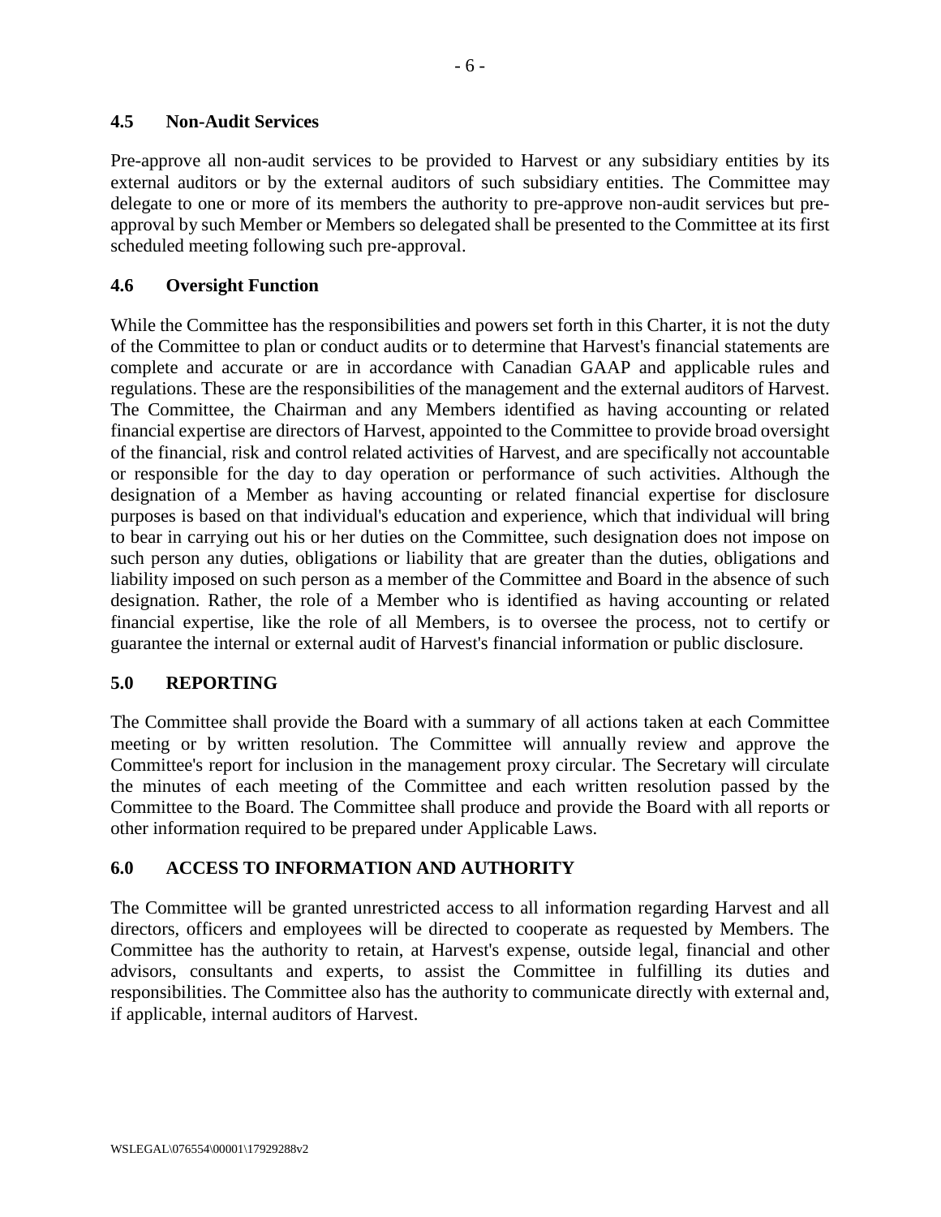### 4.5 Non-Audit Services

Pre-approve all non-audit services to be provided to Harvest or any subsidiary entities by its external auditors or by the external auditors of such subsidiary entities. The Committee may delegate to one or more of its members the authority to pre-approve non-audit services but pre-approval by such Member or Members so delegated shall be presented to the Committee at its first scheduled meeting following such pre-approval.

### 4.6 Oversight Function

While the Committee has the responsibilities and powers set forth in this Charter, it is not the duty of the Committee to plan or conduct audits or to determine that Harvest's financial statements are complete and accurate or are in accordance with Canadian GAAP and applicable rules and regulations. These are the responsibilities of the management and the external auditors of Harvest. The Committee, the Chairman and any Members identified as having accounting or related financial expertise are directors of Harvest, appointed to the Committee to provide broad oversight of the financial, risk and control related activities of Harvest, and are specifically not accountable or responsible for the day to day operation or performance of such activities. Although the designation of a Member as having accounting or related financial expertise for disclosure purposes is based on that individual's education and experience, which that individual will bring to bear in carrying out his or her duties on the Committee, such designation does not impose on such person any duties, obligations or liability that are greater than the duties, obligations and liability imposed on such person as a member of the Committee and Board in the absence of such designation. Rather, the role of a Member who is identified as having accounting or related financial expertise, like the role of all Members, is to oversee the process, not to certify or guarantee the internal or external audit of Harvest's financial information or public disclosure.

## 5.0 REPORTING

The Committee shall provide the Board with a summary of all actions taken at each Committee meeting or by written resolution. The Committee will annually review and approve the Committee's report for inclusion in the management proxy circular. The Secretary will circulate the minutes of each meeting of the Committee and each written resolution passed by the Committee to the Board. The Committee shall produce and provide the Board with all reports or other information required to be prepared under Applicable Laws.

## 6.0 ACCESS TO INFORMATION AND AUTHORITY

The Committee will be granted unrestricted access to all information regarding Harvest and all directors, officers and employees will be directed to cooperate as requested by Members. The Committee has the authority to retain, at Harvest's expense, outside legal, financial and other advisors, consultants and experts, to assist the Committee in fulfilling its duties and responsibilities. The Committee also has the authority to communicate directly with external and, if applicable, internal auditors of Harvest.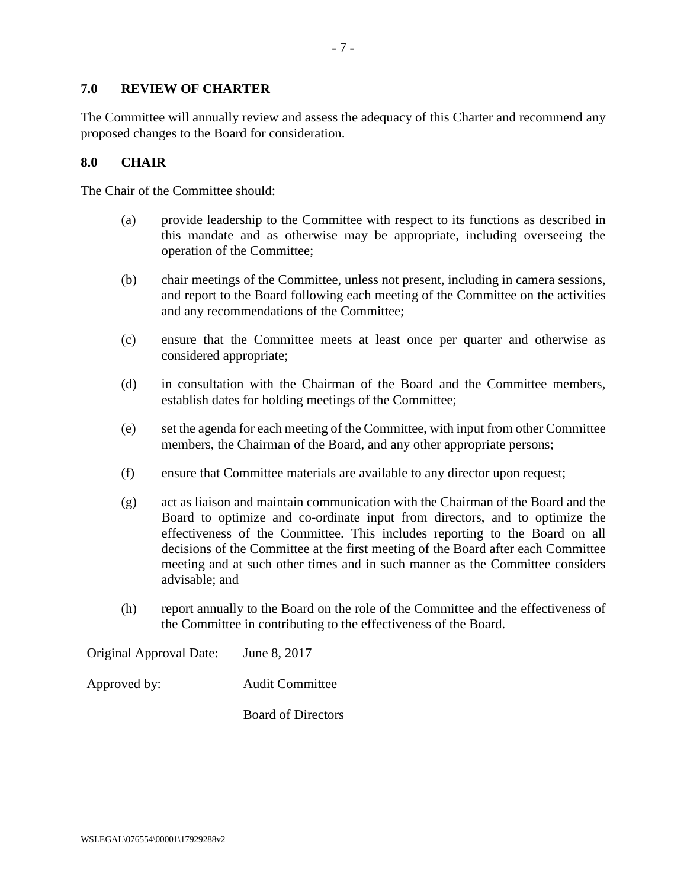## 7.0 REVIEW OF CHARTER

The Committee will annually review and assess the adequacy of this Charter and recommend any proposed changes to the Board for consideration.

## 8.0 CHAIR

The Chair of the Committee should:

(a) provide leadership to the Committee with respect to its functions as described in this mandate and as otherwise may be appropriate, including overseeing the operation of the Committee;

(b) chair meetings of the Committee, unless not present, including in camera sessions, and report to the Board following each meeting of the Committee on the activities and any recommendations of the Committee;

(c) ensure that the Committee meets at least once per quarter and otherwise as considered appropriate;

(d) in consultation with the Chairman of the Board and the Committee members, establish dates for holding meetings of the Committee;

(e) set the agenda for each meeting of the Committee, with input from other Committee members, the Chairman of the Board, and any other appropriate persons;

(f) ensure that Committee materials are available to any director upon request;

(g) act as liaison and maintain communication with the Chairman of the Board and the Board to optimize and co-ordinate input from directors, and to optimize the effectiveness of the Committee. This includes reporting to the Board on all decisions of the Committee at the first meeting of the Board after each Committee meeting and at such other times and in such manner as the Committee considers advisable; and

(h) report annually to the Board on the role of the Committee and the effectiveness of the Committee in contributing to the effectiveness of the Board.

| | |
|---|---|
| Original Approval Date: | June 8, 2017 |
| Approved by: | Audit Committee |
| | Board of Directors |

WSLEGAL\076554\00001\17929288v2